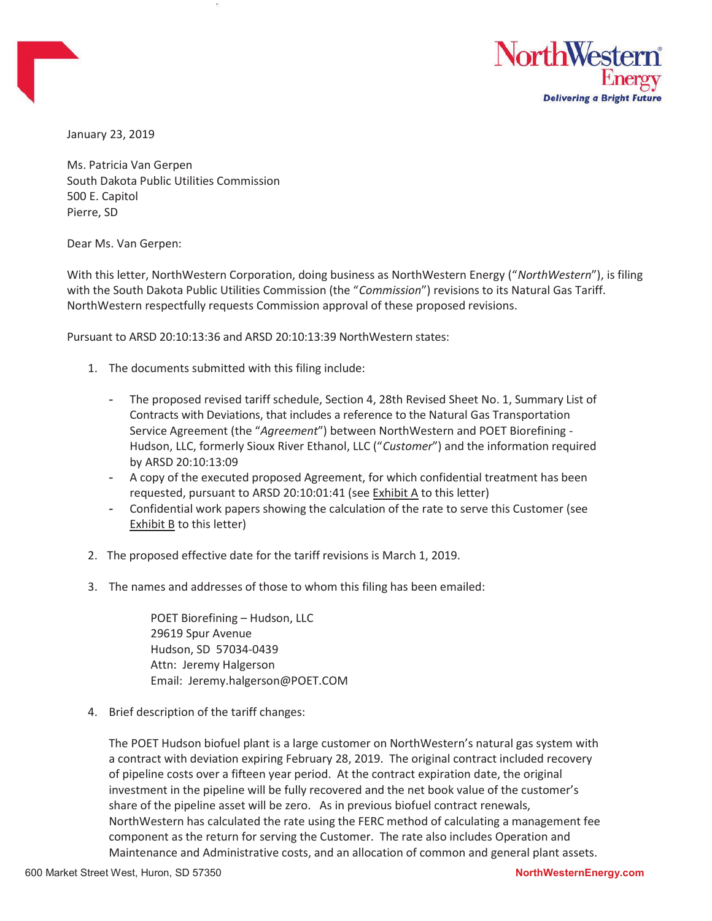NorthWestern Energy
Delivering a Bright Future

January 23, 2019

Ms. Patricia Van Gerpen
South Dakota Public Utilities Commission
500 E. Capitol
Pierre, SD

Dear Ms. Van Gerpen:

With this letter, NorthWestern Corporation, doing business as NorthWestern Energy ("*NorthWestern*"), is filing with the South Dakota Public Utilities Commission (the "*Commission*") revisions to its Natural Gas Tariff. NorthWestern respectfully requests Commission approval of these proposed revisions.

Pursuant to ARSD 20:10:13:36 and ARSD 20:10:13:39 NorthWestern states:

1. The documents submitted with this filing include:

   - The proposed revised tariff schedule, Section 4, 28th Revised Sheet No. 1, Summary List of Contracts with Deviations, that includes a reference to the Natural Gas Transportation Service Agreement (the "*Agreement*") between NorthWestern and POET Biorefining - Hudson, LLC, formerly Sioux River Ethanol, LLC ("*Customer*") and the information required by ARSD 20:10:13:09
   - A copy of the executed proposed Agreement, for which confidential treatment has been requested, pursuant to ARSD 20:10:01:41 (see Exhibit A to this letter)
   - Confidential work papers showing the calculation of the rate to serve this Customer (see Exhibit B to this letter)

2. The proposed effective date for the tariff revisions is March 1, 2019.

3. The names and addresses of those to whom this filing has been emailed:

   POET Biorefining – Hudson, LLC
   29619 Spur Avenue
   Hudson, SD 57034-0439
   Attn: Jeremy Halgerson
   Email: Jeremy.halgerson@POET.COM

4. Brief description of the tariff changes:

   The POET Hudson biofuel plant is a large customer on NorthWestern's natural gas system with a contract with deviation expiring February 28, 2019. The original contract included recovery of pipeline costs over a fifteen year period. At the contract expiration date, the original investment in the pipeline will be fully recovered and the net book value of the customer's share of the pipeline asset will be zero. As in previous biofuel contract renewals, NorthWestern has calculated the rate using the FERC method of calculating a management fee component as the return for serving the Customer. The rate also includes Operation and Maintenance and Administrative costs, and an allocation of common and general plant assets.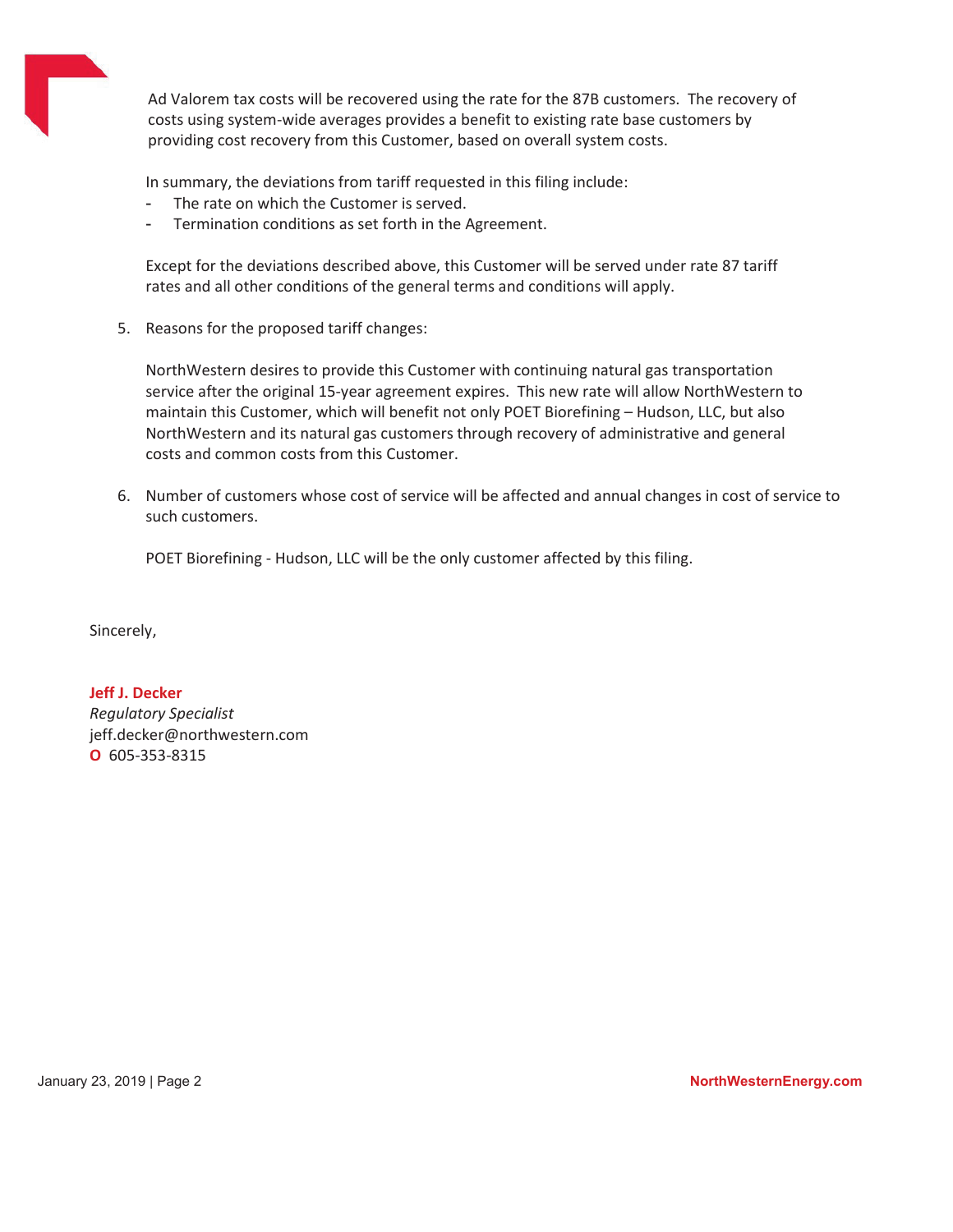Ad Valorem tax costs will be recovered using the rate for the 87B customers. The recovery of costs using system-wide averages provides a benefit to existing rate base customers by providing cost recovery from this Customer, based on overall system costs.

In summary, the deviations from tariff requested in this filing include:

- The rate on which the Customer is served.
- Termination conditions as set forth in the Agreement.

Except for the deviations described above, this Customer will be served under rate 87 tariff rates and all other conditions of the general terms and conditions will apply.

5. Reasons for the proposed tariff changes:

   NorthWestern desires to provide this Customer with continuing natural gas transportation service after the original 15-year agreement expires. This new rate will allow NorthWestern to maintain this Customer, which will benefit not only POET Biorefining – Hudson, LLC, but also NorthWestern and its natural gas customers through recovery of administrative and general costs and common costs from this Customer.

6. Number of customers whose cost of service will be affected and annual changes in cost of service to such customers.

   POET Biorefining - Hudson, LLC will be the only customer affected by this filing.

Sincerely,

**Jeff J. Decker**
*Regulatory Specialist*
jeff.decker@northwestern.com
**O** 605-353-8315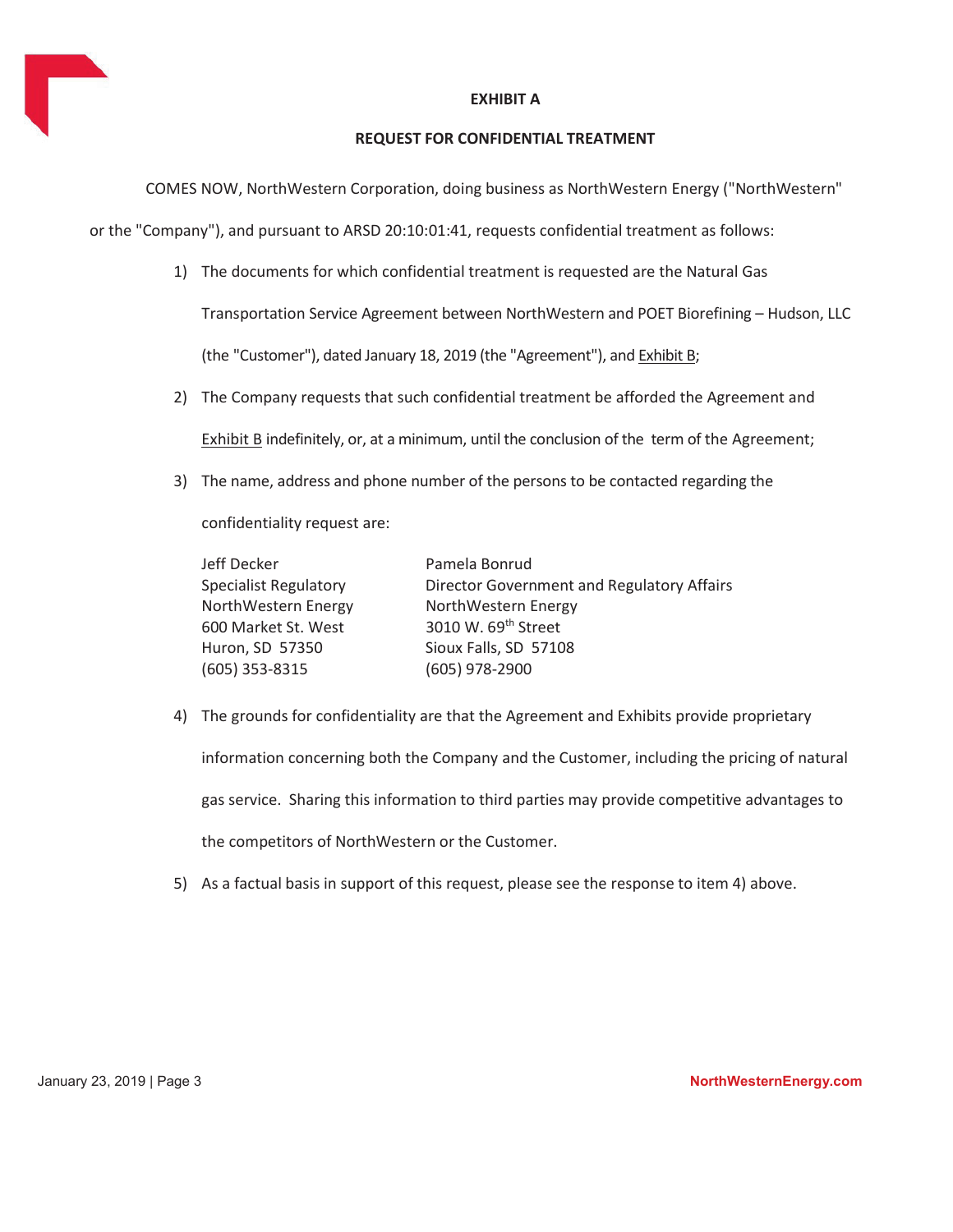**EXHIBIT A**

**REQUEST FOR CONFIDENTIAL TREATMENT**

COMES NOW, NorthWestern Corporation, doing business as NorthWestern Energy ("NorthWestern" or the "Company"), and pursuant to ARSD 20:10:01:41, requests confidential treatment as follows:

1) The documents for which confidential treatment is requested are the Natural Gas Transportation Service Agreement between NorthWestern and POET Biorefining – Hudson, LLC (the "Customer"), dated January 18, 2019 (the "Agreement"), and Exhibit B;

2) The Company requests that such confidential treatment be afforded the Agreement and Exhibit B indefinitely, or, at a minimum, until the conclusion of the term of the Agreement;

3) The name, address and phone number of the persons to be contacted regarding the confidentiality request are:

| | |
|---|---|
| Jeff Decker | Pamela Bonrud |
| Specialist Regulatory | Director Government and Regulatory Affairs |
| NorthWestern Energy | NorthWestern Energy |
| 600 Market St. West | 3010 W. 69th Street |
| Huron, SD 57350 | Sioux Falls, SD 57108 |
| (605) 353-8315 | (605) 978-2900 |

4) The grounds for confidentiality are that the Agreement and Exhibits provide proprietary information concerning both the Company and the Customer, including the pricing of natural gas service. Sharing this information to third parties may provide competitive advantages to the competitors of NorthWestern or the Customer.

5) As a factual basis in support of this request, please see the response to item 4) above.